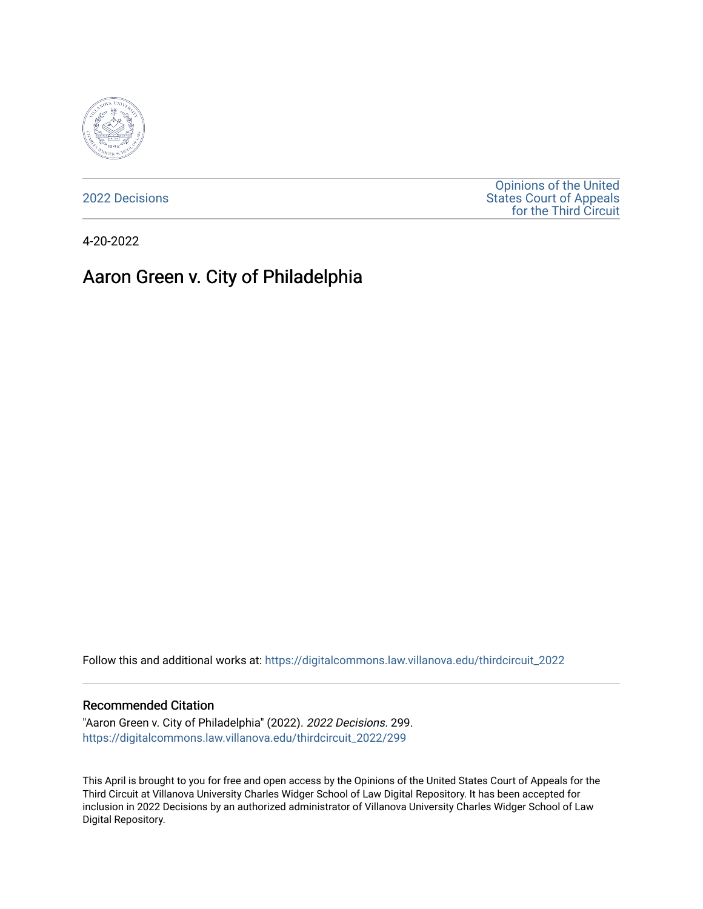2022 Decisions

Opinions of the United States Court of Appeals for the Third Circuit

4-20-2022

# Aaron Green v. City of Philadelphia

Follow this and additional works at: https://digitalcommons.law.villanova.edu/thirdcircuit_2022

## Recommended Citation

"Aaron Green v. City of Philadelphia" (2022). *2022 Decisions*. 299.
https://digitalcommons.law.villanova.edu/thirdcircuit_2022/299

This April is brought to you for free and open access by the Opinions of the United States Court of Appeals for the Third Circuit at Villanova University Charles Widger School of Law Digital Repository. It has been accepted for inclusion in 2022 Decisions by an authorized administrator of Villanova University Charles Widger School of Law Digital Repository.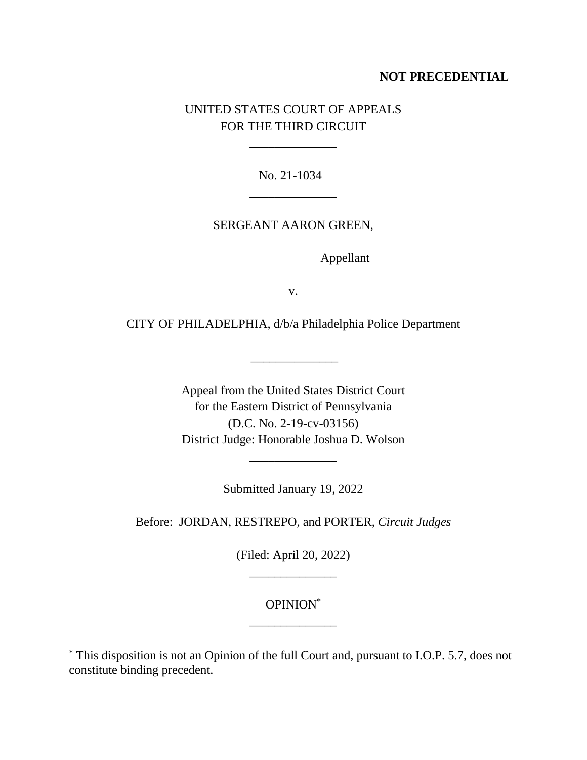**NOT PRECEDENTIAL**

UNITED STATES COURT OF APPEALS
FOR THE THIRD CIRCUIT

\_\_\_\_\_\_\_\_\_\_\_\_\_\_

No. 21-1034

\_\_\_\_\_\_\_\_\_\_\_\_\_\_

SERGEANT AARON GREEN,

Appellant

v.

CITY OF PHILADELPHIA, d/b/a Philadelphia Police Department

\_\_\_\_\_\_\_\_\_\_\_\_\_\_

Appeal from the United States District Court
for the Eastern District of Pennsylvania
(D.C. No. 2-19-cv-03156)
District Judge: Honorable Joshua D. Wolson

\_\_\_\_\_\_\_\_\_\_\_\_\_\_

Submitted January 19, 2022

Before: JORDAN, RESTREPO, and PORTER, *Circuit Judges*

(Filed: April 20, 2022)

\_\_\_\_\_\_\_\_\_\_\_\_\_\_

OPINION[*]

\_\_\_\_\_\_\_\_\_\_\_\_\_\_

[*] This disposition is not an Opinion of the full Court and, pursuant to I.O.P. 5.7, does not constitute binding precedent.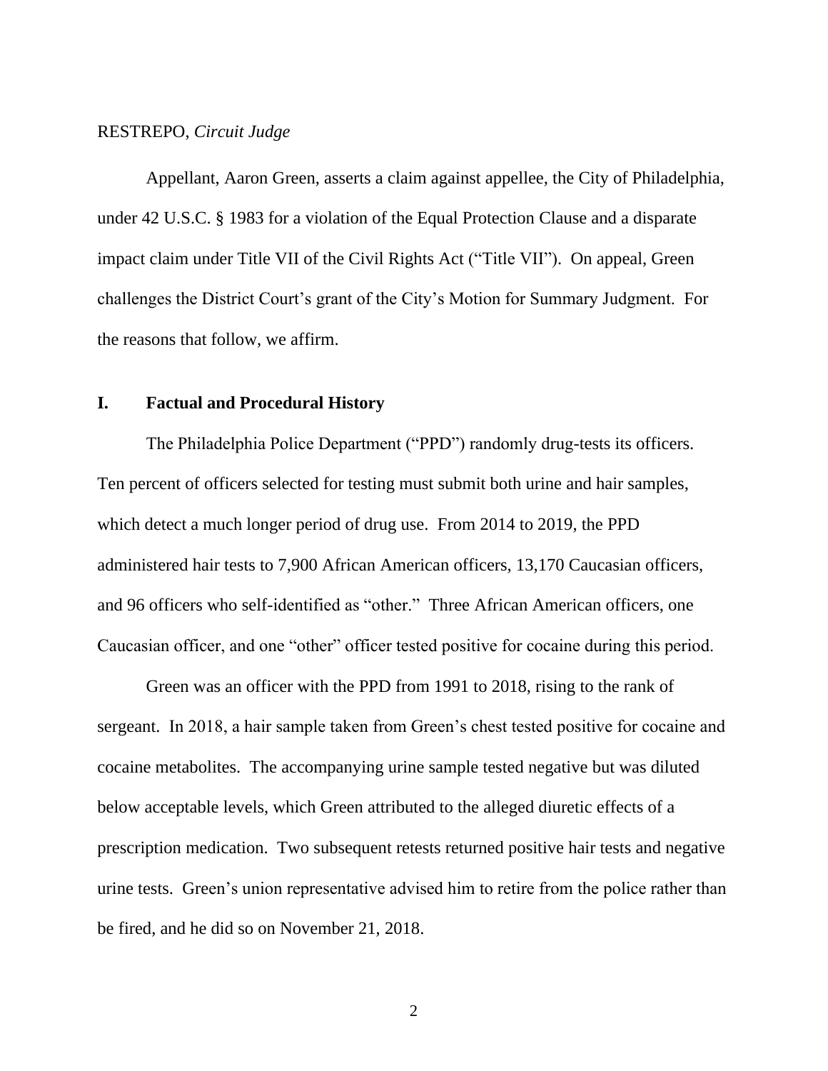RESTREPO, *Circuit Judge*

Appellant, Aaron Green, asserts a claim against appellee, the City of Philadelphia, under 42 U.S.C. § 1983 for a violation of the Equal Protection Clause and a disparate impact claim under Title VII of the Civil Rights Act ("Title VII"). On appeal, Green challenges the District Court's grant of the City's Motion for Summary Judgment. For the reasons that follow, we affirm.

## I. Factual and Procedural History

The Philadelphia Police Department ("PPD") randomly drug-tests its officers. Ten percent of officers selected for testing must submit both urine and hair samples, which detect a much longer period of drug use. From 2014 to 2019, the PPD administered hair tests to 7,900 African American officers, 13,170 Caucasian officers, and 96 officers who self-identified as "other." Three African American officers, one Caucasian officer, and one "other" officer tested positive for cocaine during this period.

Green was an officer with the PPD from 1991 to 2018, rising to the rank of sergeant. In 2018, a hair sample taken from Green's chest tested positive for cocaine and cocaine metabolites. The accompanying urine sample tested negative but was diluted below acceptable levels, which Green attributed to the alleged diuretic effects of a prescription medication. Two subsequent retests returned positive hair tests and negative urine tests. Green's union representative advised him to retire from the police rather than be fired, and he did so on November 21, 2018.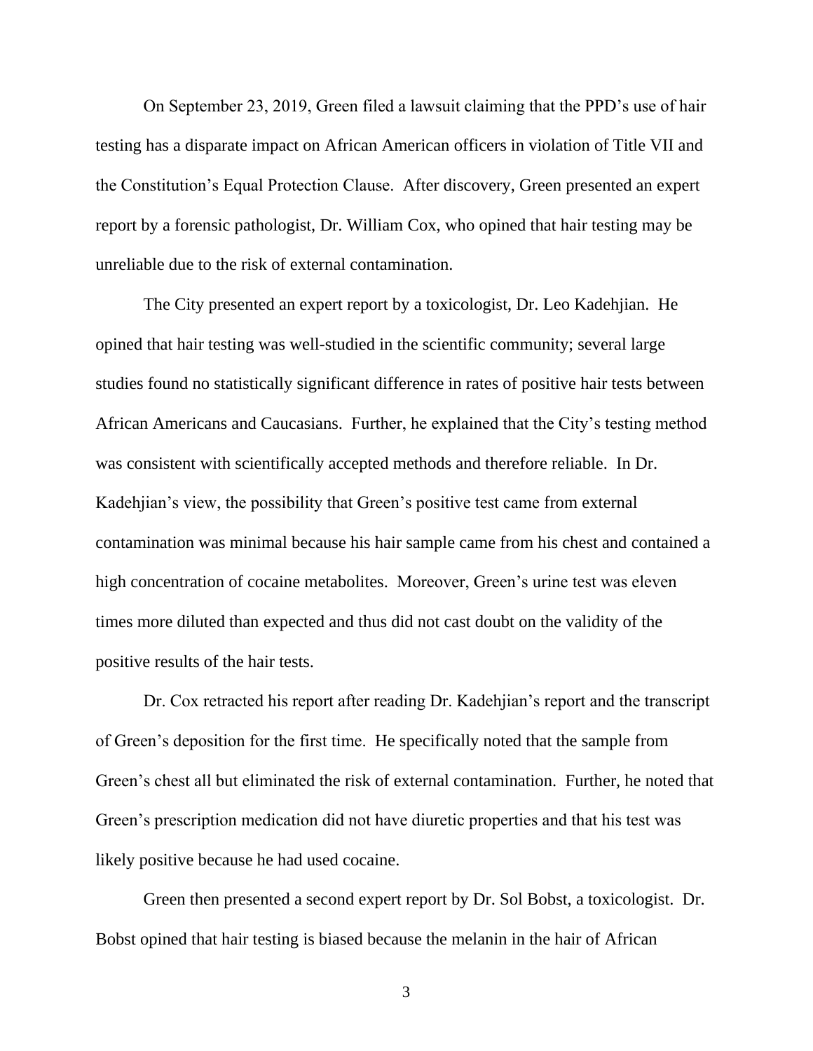On September 23, 2019, Green filed a lawsuit claiming that the PPD's use of hair testing has a disparate impact on African American officers in violation of Title VII and the Constitution's Equal Protection Clause. After discovery, Green presented an expert report by a forensic pathologist, Dr. William Cox, who opined that hair testing may be unreliable due to the risk of external contamination.

The City presented an expert report by a toxicologist, Dr. Leo Kadehjian. He opined that hair testing was well-studied in the scientific community; several large studies found no statistically significant difference in rates of positive hair tests between African Americans and Caucasians. Further, he explained that the City's testing method was consistent with scientifically accepted methods and therefore reliable. In Dr. Kadehjian's view, the possibility that Green's positive test came from external contamination was minimal because his hair sample came from his chest and contained a high concentration of cocaine metabolites. Moreover, Green's urine test was eleven times more diluted than expected and thus did not cast doubt on the validity of the positive results of the hair tests.

Dr. Cox retracted his report after reading Dr. Kadehjian's report and the transcript of Green's deposition for the first time. He specifically noted that the sample from Green's chest all but eliminated the risk of external contamination. Further, he noted that Green's prescription medication did not have diuretic properties and that his test was likely positive because he had used cocaine.

Green then presented a second expert report by Dr. Sol Bobst, a toxicologist. Dr. Bobst opined that hair testing is biased because the melanin in the hair of African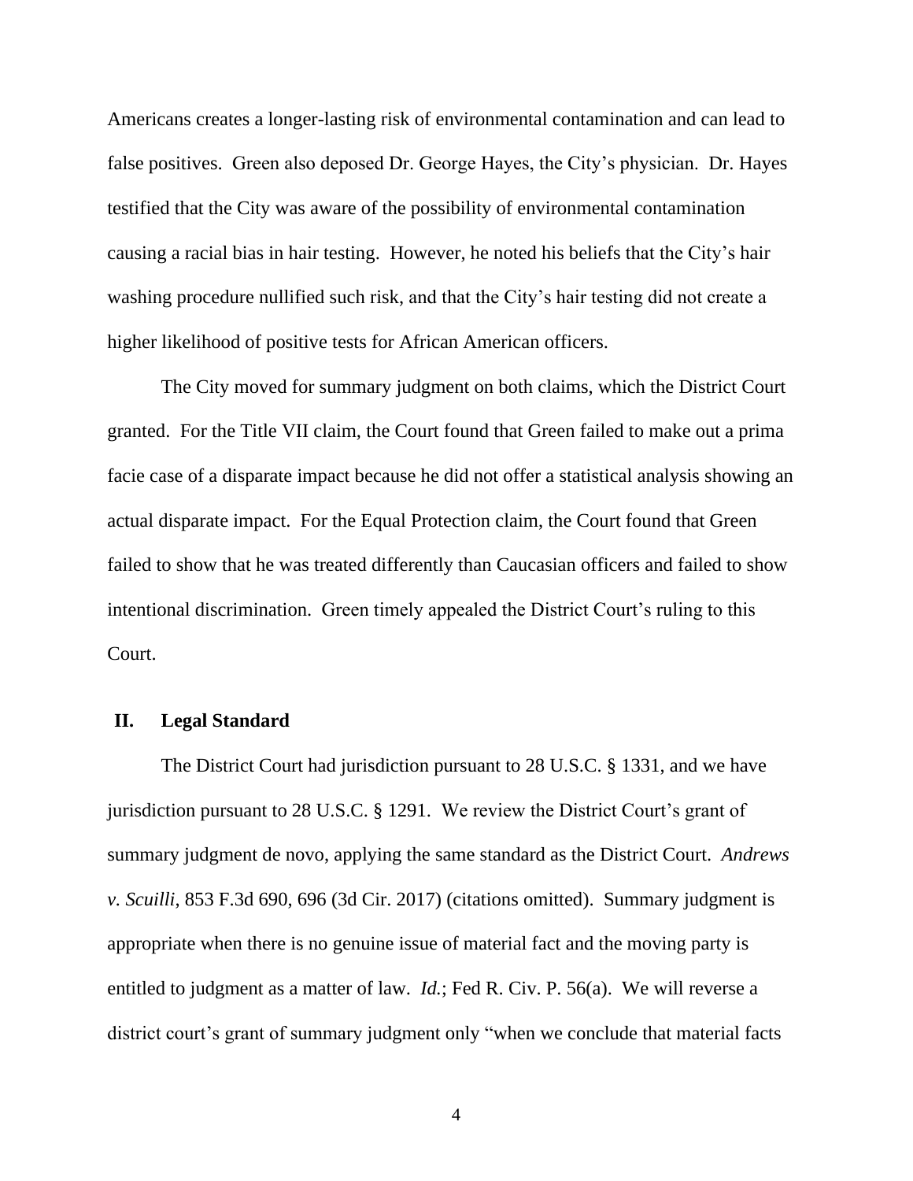Americans creates a longer-lasting risk of environmental contamination and can lead to false positives. Green also deposed Dr. George Hayes, the City's physician. Dr. Hayes testified that the City was aware of the possibility of environmental contamination causing a racial bias in hair testing. However, he noted his beliefs that the City's hair washing procedure nullified such risk, and that the City's hair testing did not create a higher likelihood of positive tests for African American officers.

The City moved for summary judgment on both claims, which the District Court granted. For the Title VII claim, the Court found that Green failed to make out a prima facie case of a disparate impact because he did not offer a statistical analysis showing an actual disparate impact. For the Equal Protection claim, the Court found that Green failed to show that he was treated differently than Caucasian officers and failed to show intentional discrimination. Green timely appealed the District Court's ruling to this Court.

## II. Legal Standard

The District Court had jurisdiction pursuant to 28 U.S.C. § 1331, and we have jurisdiction pursuant to 28 U.S.C. § 1291. We review the District Court's grant of summary judgment de novo, applying the same standard as the District Court. *Andrews v. Scuilli*, 853 F.3d 690, 696 (3d Cir. 2017) (citations omitted). Summary judgment is appropriate when there is no genuine issue of material fact and the moving party is entitled to judgment as a matter of law. *Id.*; Fed R. Civ. P. 56(a). We will reverse a district court's grant of summary judgment only "when we conclude that material facts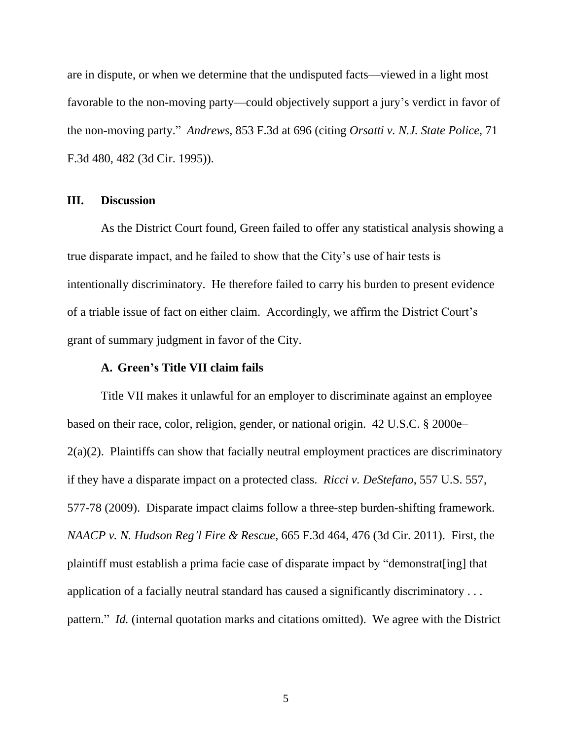are in dispute, or when we determine that the undisputed facts—viewed in a light most favorable to the non-moving party—could objectively support a jury's verdict in favor of the non-moving party." *Andrews*, 853 F.3d at 696 (citing *Orsatti v. N.J. State Police*, 71 F.3d 480, 482 (3d Cir. 1995)).

## III. Discussion

As the District Court found, Green failed to offer any statistical analysis showing a true disparate impact, and he failed to show that the City's use of hair tests is intentionally discriminatory. He therefore failed to carry his burden to present evidence of a triable issue of fact on either claim. Accordingly, we affirm the District Court's grant of summary judgment in favor of the City.

### A. Green's Title VII claim fails

Title VII makes it unlawful for an employer to discriminate against an employee based on their race, color, religion, gender, or national origin. 42 U.S.C. § 2000e–2(a)(2). Plaintiffs can show that facially neutral employment practices are discriminatory if they have a disparate impact on a protected class. *Ricci v. DeStefano*, 557 U.S. 557, 577-78 (2009). Disparate impact claims follow a three-step burden-shifting framework. *NAACP v. N. Hudson Reg'l Fire & Rescue*, 665 F.3d 464, 476 (3d Cir. 2011). First, the plaintiff must establish a prima facie case of disparate impact by "demonstrat[ing] that application of a facially neutral standard has caused a significantly discriminatory . . . pattern." *Id.* (internal quotation marks and citations omitted). We agree with the District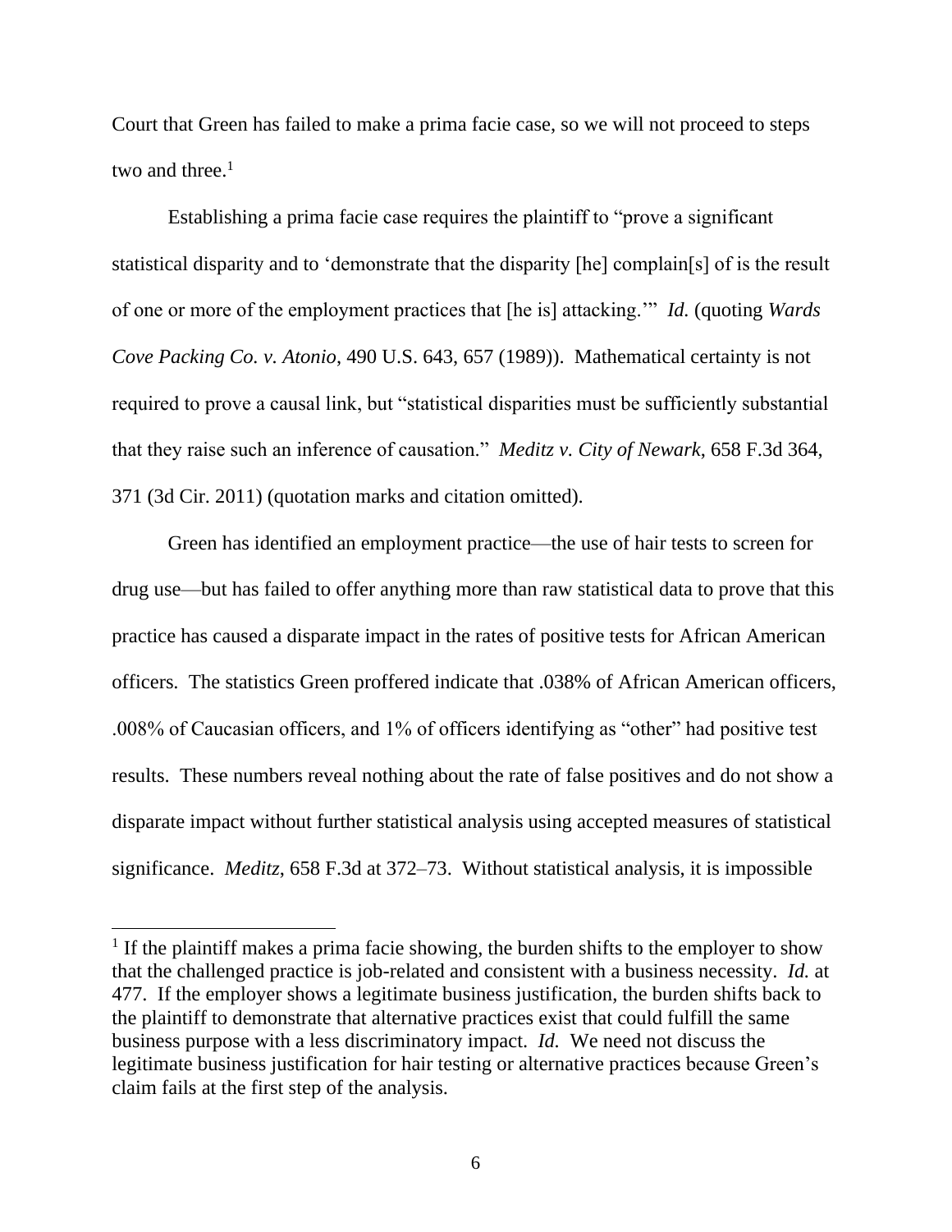Court that Green has failed to make a prima facie case, so we will not proceed to steps two and three.[1]

Establishing a prima facie case requires the plaintiff to "prove a significant statistical disparity and to 'demonstrate that the disparity [he] complain[s] of is the result of one or more of the employment practices that [he is] attacking.'" *Id.* (quoting *Wards Cove Packing Co. v. Atonio*, 490 U.S. 643, 657 (1989)). Mathematical certainty is not required to prove a causal link, but "statistical disparities must be sufficiently substantial that they raise such an inference of causation." *Meditz v. City of Newark*, 658 F.3d 364, 371 (3d Cir. 2011) (quotation marks and citation omitted).

Green has identified an employment practice—the use of hair tests to screen for drug use—but has failed to offer anything more than raw statistical data to prove that this practice has caused a disparate impact in the rates of positive tests for African American officers. The statistics Green proffered indicate that .038% of African American officers, .008% of Caucasian officers, and 1% of officers identifying as "other" had positive test results. These numbers reveal nothing about the rate of false positives and do not show a disparate impact without further statistical analysis using accepted measures of statistical significance. *Meditz*, 658 F.3d at 372–73. Without statistical analysis, it is impossible

[1] If the plaintiff makes a prima facie showing, the burden shifts to the employer to show that the challenged practice is job-related and consistent with a business necessity. *Id.* at 477. If the employer shows a legitimate business justification, the burden shifts back to the plaintiff to demonstrate that alternative practices exist that could fulfill the same business purpose with a less discriminatory impact. *Id.* We need not discuss the legitimate business justification for hair testing or alternative practices because Green's claim fails at the first step of the analysis.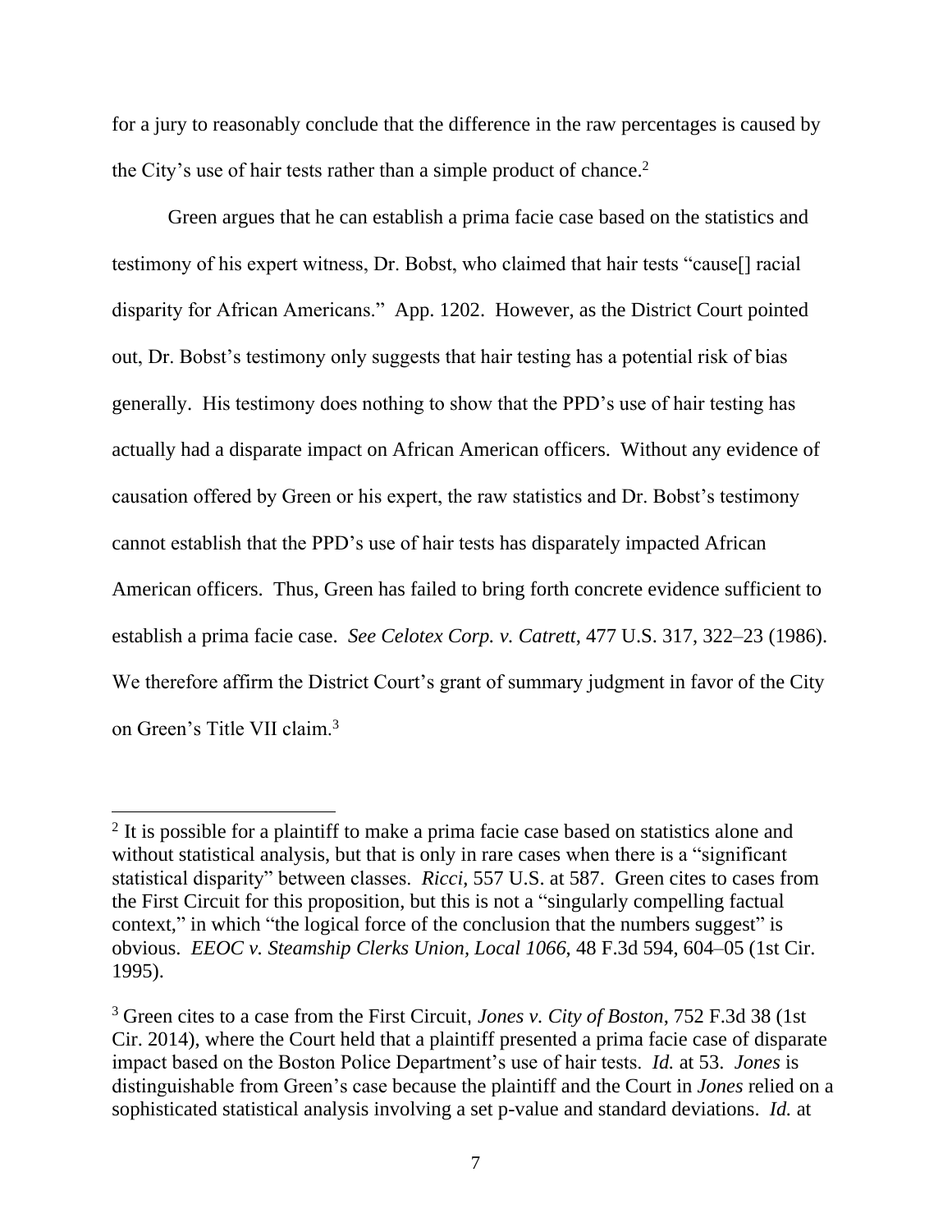for a jury to reasonably conclude that the difference in the raw percentages is caused by the City's use of hair tests rather than a simple product of chance.[2]

Green argues that he can establish a prima facie case based on the statistics and testimony of his expert witness, Dr. Bobst, who claimed that hair tests "cause[] racial disparity for African Americans." App. 1202. However, as the District Court pointed out, Dr. Bobst's testimony only suggests that hair testing has a potential risk of bias generally. His testimony does nothing to show that the PPD's use of hair testing has actually had a disparate impact on African American officers. Without any evidence of causation offered by Green or his expert, the raw statistics and Dr. Bobst's testimony cannot establish that the PPD's use of hair tests has disparately impacted African American officers. Thus, Green has failed to bring forth concrete evidence sufficient to establish a prima facie case. *See Celotex Corp. v. Catrett*, 477 U.S. 317, 322–23 (1986). We therefore affirm the District Court's grant of summary judgment in favor of the City on Green's Title VII claim.[3]

---

[2] It is possible for a plaintiff to make a prima facie case based on statistics alone and without statistical analysis, but that is only in rare cases when there is a "significant statistical disparity" between classes. *Ricci*, 557 U.S. at 587. Green cites to cases from the First Circuit for this proposition, but this is not a "singularly compelling factual context," in which "the logical force of the conclusion that the numbers suggest" is obvious. *EEOC v. Steamship Clerks Union, Local 1066*, 48 F.3d 594, 604–05 (1st Cir. 1995).

[3] Green cites to a case from the First Circuit, *Jones v. City of Boston*, 752 F.3d 38 (1st Cir. 2014), where the Court held that a plaintiff presented a prima facie case of disparate impact based on the Boston Police Department's use of hair tests. *Id.* at 53. *Jones* is distinguishable from Green's case because the plaintiff and the Court in *Jones* relied on a sophisticated statistical analysis involving a set p-value and standard deviations. *Id.* at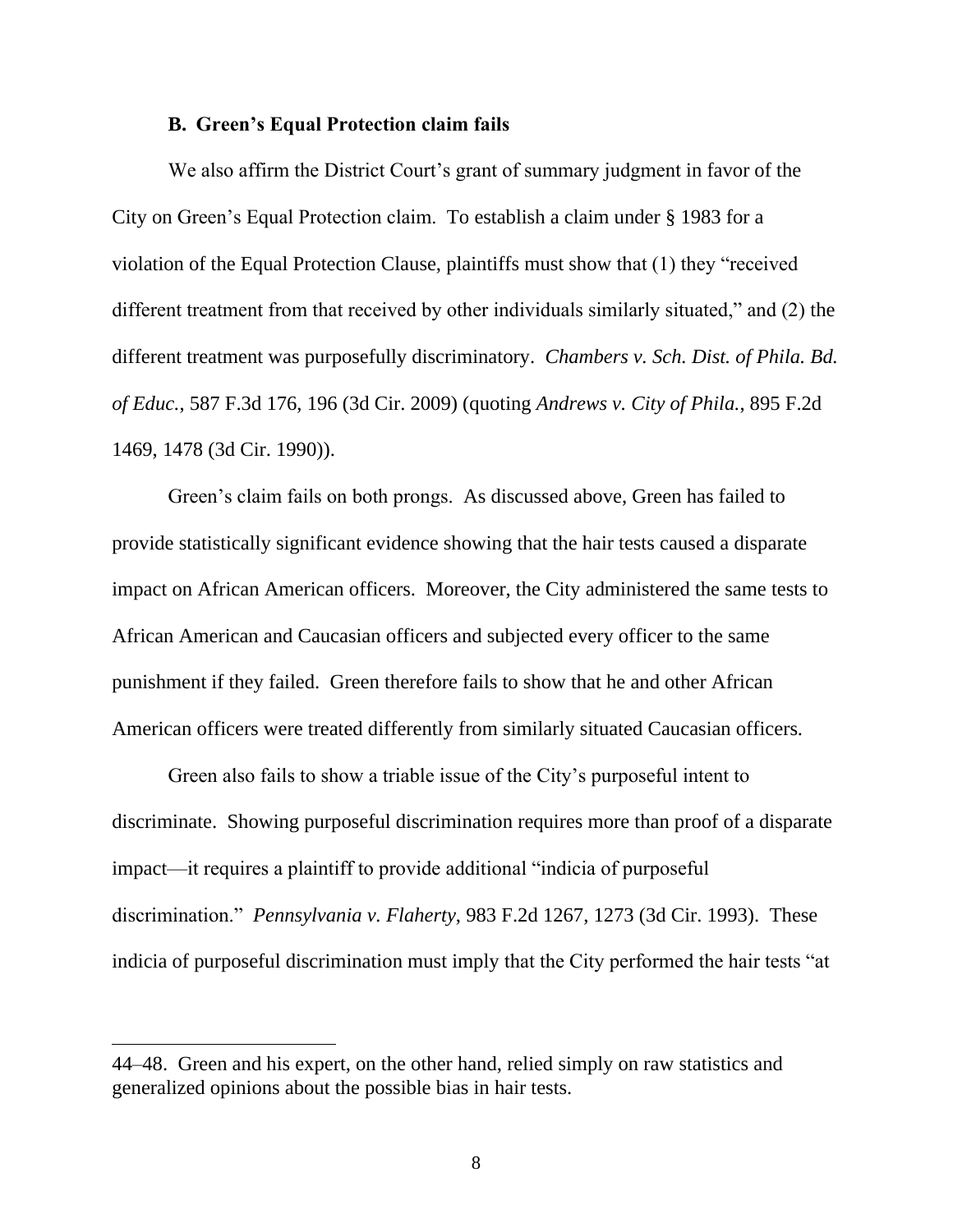### B. Green's Equal Protection claim fails

We also affirm the District Court's grant of summary judgment in favor of the City on Green's Equal Protection claim. To establish a claim under § 1983 for a violation of the Equal Protection Clause, plaintiffs must show that (1) they "received different treatment from that received by other individuals similarly situated," and (2) the different treatment was purposefully discriminatory. *Chambers v. Sch. Dist. of Phila. Bd. of Educ.*, 587 F.3d 176, 196 (3d Cir. 2009) (quoting *Andrews v. City of Phila.*, 895 F.2d 1469, 1478 (3d Cir. 1990)).

Green's claim fails on both prongs. As discussed above, Green has failed to provide statistically significant evidence showing that the hair tests caused a disparate impact on African American officers. Moreover, the City administered the same tests to African American and Caucasian officers and subjected every officer to the same punishment if they failed. Green therefore fails to show that he and other African American officers were treated differently from similarly situated Caucasian officers.

Green also fails to show a triable issue of the City's purposeful intent to discriminate. Showing purposeful discrimination requires more than proof of a disparate impact—it requires a plaintiff to provide additional "indicia of purposeful discrimination." *Pennsylvania v. Flaherty*, 983 F.2d 1267, 1273 (3d Cir. 1993). These indicia of purposeful discrimination must imply that the City performed the hair tests "at

---

44–48. Green and his expert, on the other hand, relied simply on raw statistics and generalized opinions about the possible bias in hair tests.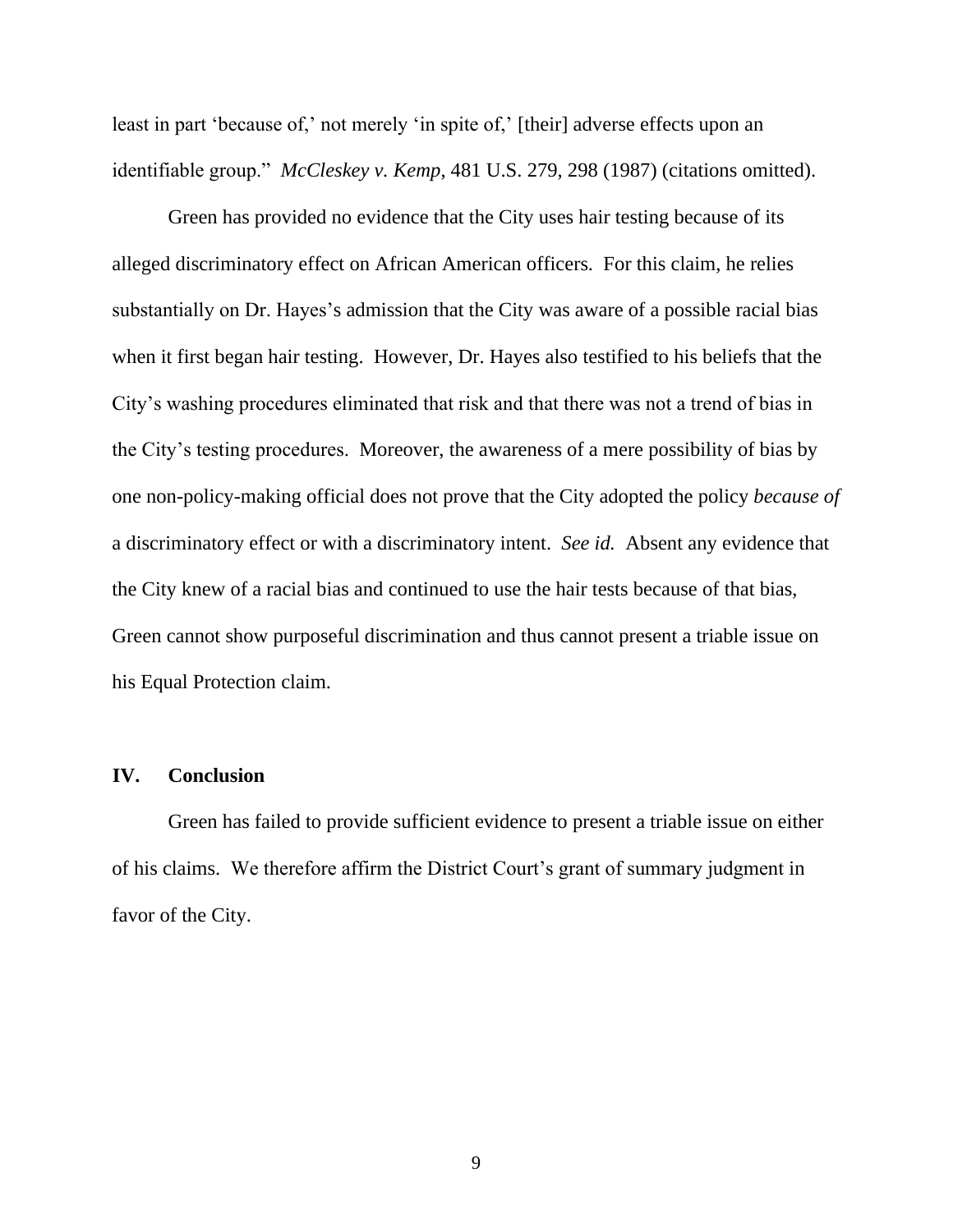least in part 'because of,' not merely 'in spite of,' [their] adverse effects upon an identifiable group." *McCleskey v. Kemp*, 481 U.S. 279, 298 (1987) (citations omitted).

Green has provided no evidence that the City uses hair testing because of its alleged discriminatory effect on African American officers. For this claim, he relies substantially on Dr. Hayes's admission that the City was aware of a possible racial bias when it first began hair testing. However, Dr. Hayes also testified to his beliefs that the City's washing procedures eliminated that risk and that there was not a trend of bias in the City's testing procedures. Moreover, the awareness of a mere possibility of bias by one non-policy-making official does not prove that the City adopted the policy *because of* a discriminatory effect or with a discriminatory intent. *See id.* Absent any evidence that the City knew of a racial bias and continued to use the hair tests because of that bias, Green cannot show purposeful discrimination and thus cannot present a triable issue on his Equal Protection claim.

## IV. Conclusion

Green has failed to provide sufficient evidence to present a triable issue on either of his claims. We therefore affirm the District Court's grant of summary judgment in favor of the City.